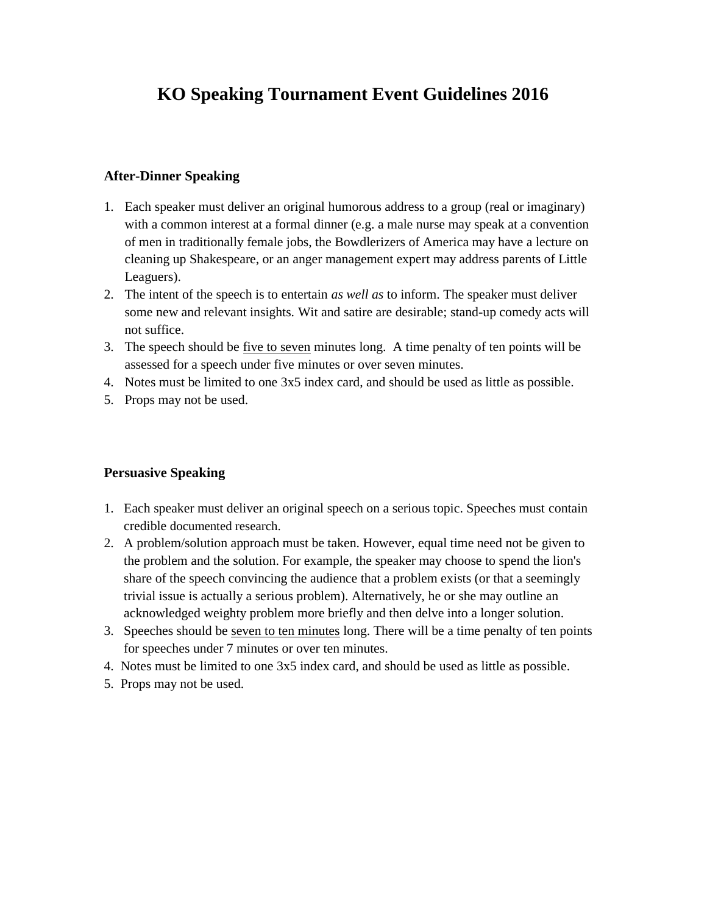# KO Speaking Tournament Event Guidelines 2016

## After-Dinner Speaking

1. Each speaker must deliver an original humorous address to a group (real or imaginary) with a common interest at a formal dinner (e.g. a male nurse may speak at a convention of men in traditionally female jobs, the Bowdlerizers of America may have a lecture on cleaning up Shakespeare, or an anger management expert may address parents of Little Leaguers).
2. The intent of the speech is to entertain *as well as* to inform. The speaker must deliver some new and relevant insights. Wit and satire are desirable; stand-up comedy acts will not suffice.
3. The speech should be <u>five to seven</u> minutes long. A time penalty of ten points will be assessed for a speech under five minutes or over seven minutes.
4. Notes must be limited to one 3x5 index card, and should be used as little as possible.
5. Props may not be used.

## Persuasive Speaking

1. Each speaker must deliver an original speech on a serious topic. Speeches must contain credible documented research.
2. A problem/solution approach must be taken. However, equal time need not be given to the problem and the solution. For example, the speaker may choose to spend the lion's share of the speech convincing the audience that a problem exists (or that a seemingly trivial issue is actually a serious problem). Alternatively, he or she may outline an acknowledged weighty problem more briefly and then delve into a longer solution.
3. Speeches should be <u>seven to ten minutes</u> long. There will be a time penalty of ten points for speeches under 7 minutes or over ten minutes.
4. Notes must be limited to one 3x5 index card, and should be used as little as possible.
5. Props may not be used.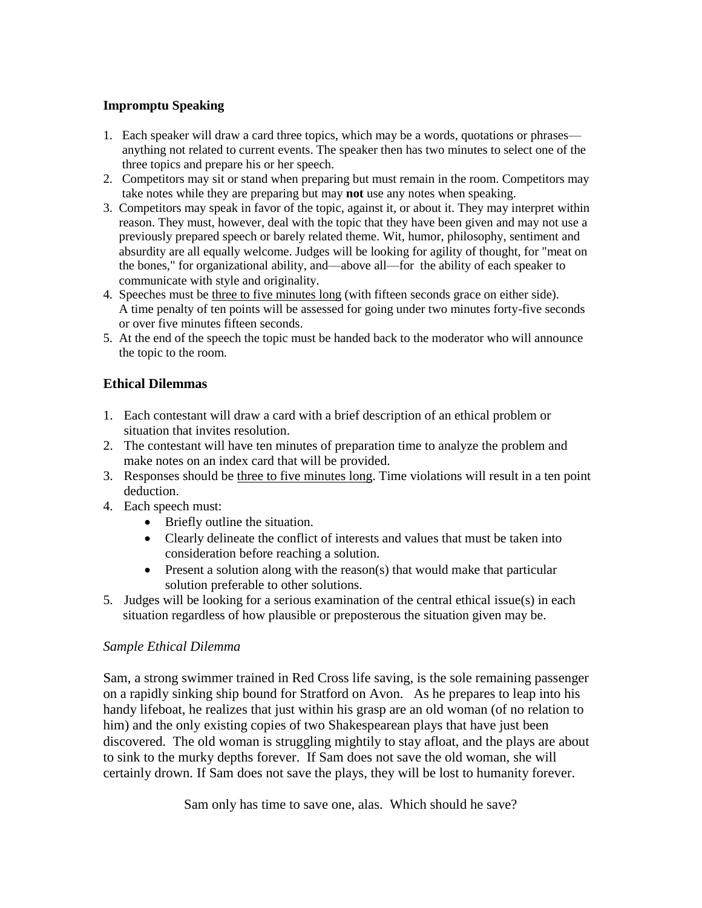**Impromptu Speaking**

1. Each speaker will draw a card three topics, which may be a words, quotations or phrases—anything not related to current events. The speaker then has two minutes to select one of the three topics and prepare his or her speech.
2. Competitors may sit or stand when preparing but must remain in the room. Competitors may take notes while they are preparing but may **not** use any notes when speaking.
3. Competitors may speak in favor of the topic, against it, or about it. They may interpret within reason. They must, however, deal with the topic that they have been given and may not use a previously prepared speech or barely related theme. Wit, humor, philosophy, sentiment and absurdity are all equally welcome. Judges will be looking for agility of thought, for "meat on the bones," for organizational ability, and—above all—for the ability of each speaker to communicate with style and originality.
4. Speeches must be <u>three to five minutes long</u> (with fifteen seconds grace on either side). A time penalty of ten points will be assessed for going under two minutes forty-five seconds or over five minutes fifteen seconds.
5. At the end of the speech the topic must be handed back to the moderator who will announce the topic to the room.

## Ethical Dilemmas

1. Each contestant will draw a card with a brief description of an ethical problem or situation that invites resolution.
2. The contestant will have ten minutes of preparation time to analyze the problem and make notes on an index card that will be provided.
3. Responses should be <u>three to five minutes long</u>. Time violations will result in a ten point deduction.
4. Each speech must:
   - Briefly outline the situation.
   - Clearly delineate the conflict of interests and values that must be taken into consideration before reaching a solution.
   - Present a solution along with the reason(s) that would make that particular solution preferable to other solutions.
5. Judges will be looking for a serious examination of the central ethical issue(s) in each situation regardless of how plausible or preposterous the situation given may be.

*Sample Ethical Dilemma*

Sam, a strong swimmer trained in Red Cross life saving, is the sole remaining passenger on a rapidly sinking ship bound for Stratford on Avon. As he prepares to leap into his handy lifeboat, he realizes that just within his grasp are an old woman (of no relation to him) and the only existing copies of two Shakespearean plays that have just been discovered. The old woman is struggling mightily to stay afloat, and the plays are about to sink to the murky depths forever. If Sam does not save the old woman, she will certainly drown. If Sam does not save the plays, they will be lost to humanity forever.

Sam only has time to save one, alas. Which should he save?